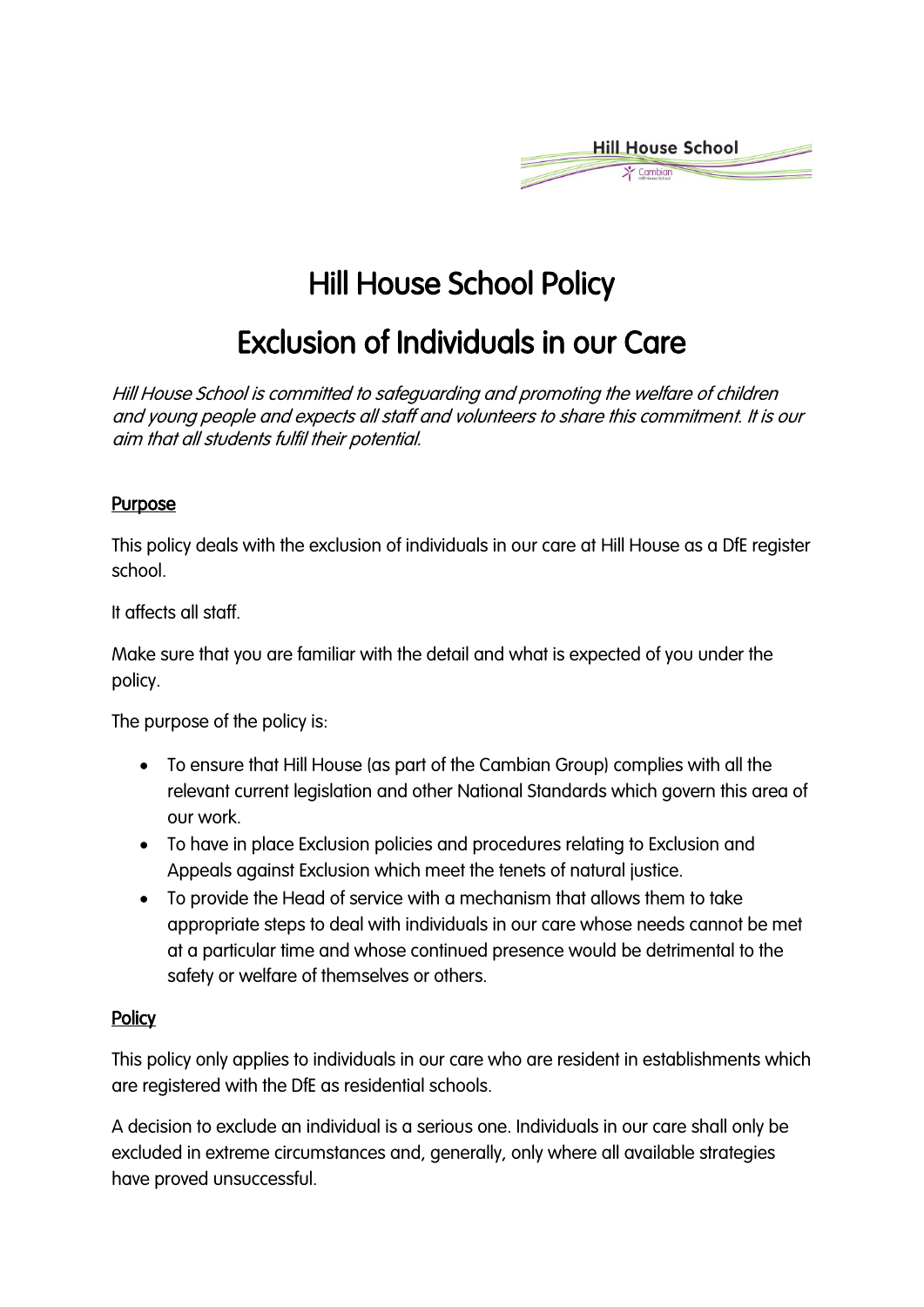# Hill House School Policy

# Exclusion of Individuals in our Care

*Hill House School is committed to safeguarding and promoting the welfare of children and young people and expects all staff and volunteers to share this commitment. It is our aim that all students fulfil their potential.*

## Purpose

This policy deals with the exclusion of individuals in our care at Hill House as a DfE register school.

It affects all staff.

Make sure that you are familiar with the detail and what is expected of you under the policy.

The purpose of the policy is:

- To ensure that Hill House (as part of the Cambian Group) complies with all the relevant current legislation and other National Standards which govern this area of our work.
- To have in place Exclusion policies and procedures relating to Exclusion and Appeals against Exclusion which meet the tenets of natural justice.
- To provide the Head of service with a mechanism that allows them to take appropriate steps to deal with individuals in our care whose needs cannot be met at a particular time and whose continued presence would be detrimental to the safety or welfare of themselves or others.

## Policy

This policy only applies to individuals in our care who are resident in establishments which are registered with the DfE as residential schools.

A decision to exclude an individual is a serious one. Individuals in our care shall only be excluded in extreme circumstances and, generally, only where all available strategies have proved unsuccessful.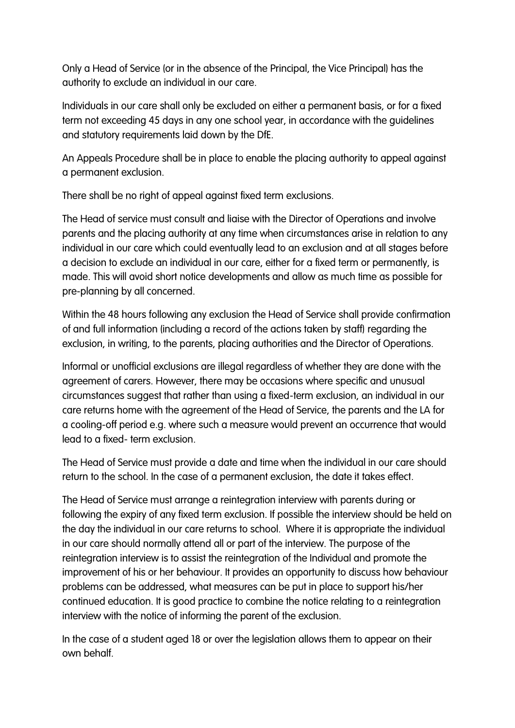Only a Head of Service (or in the absence of the Principal, the Vice Principal) has the authority to exclude an individual in our care.

Individuals in our care shall only be excluded on either a permanent basis, or for a fixed term not exceeding 45 days in any one school year, in accordance with the guidelines and statutory requirements laid down by the DfE.

An Appeals Procedure shall be in place to enable the placing authority to appeal against a permanent exclusion.

There shall be no right of appeal against fixed term exclusions.

The Head of service must consult and liaise with the Director of Operations and involve parents and the placing authority at any time when circumstances arise in relation to any individual in our care which could eventually lead to an exclusion and at all stages before a decision to exclude an individual in our care, either for a fixed term or permanently, is made. This will avoid short notice developments and allow as much time as possible for pre-planning by all concerned.

Within the 48 hours following any exclusion the Head of Service shall provide confirmation of and full information (including a record of the actions taken by staff) regarding the exclusion, in writing, to the parents, placing authorities and the Director of Operations.

Informal or unofficial exclusions are illegal regardless of whether they are done with the agreement of carers. However, there may be occasions where specific and unusual circumstances suggest that rather than using a fixed-term exclusion, an individual in our care returns home with the agreement of the Head of Service, the parents and the LA for a cooling-off period e.g. where such a measure would prevent an occurrence that would lead to a fixed- term exclusion.

The Head of Service must provide a date and time when the individual in our care should return to the school. In the case of a permanent exclusion, the date it takes effect.

The Head of Service must arrange a reintegration interview with parents during or following the expiry of any fixed term exclusion. If possible the interview should be held on the day the individual in our care returns to school. Where it is appropriate the individual in our care should normally attend all or part of the interview. The purpose of the reintegration interview is to assist the reintegration of the Individual and promote the improvement of his or her behaviour. It provides an opportunity to discuss how behaviour problems can be addressed, what measures can be put in place to support his/her continued education. It is good practice to combine the notice relating to a reintegration interview with the notice of informing the parent of the exclusion.

In the case of a student aged 18 or over the legislation allows them to appear on their own behalf.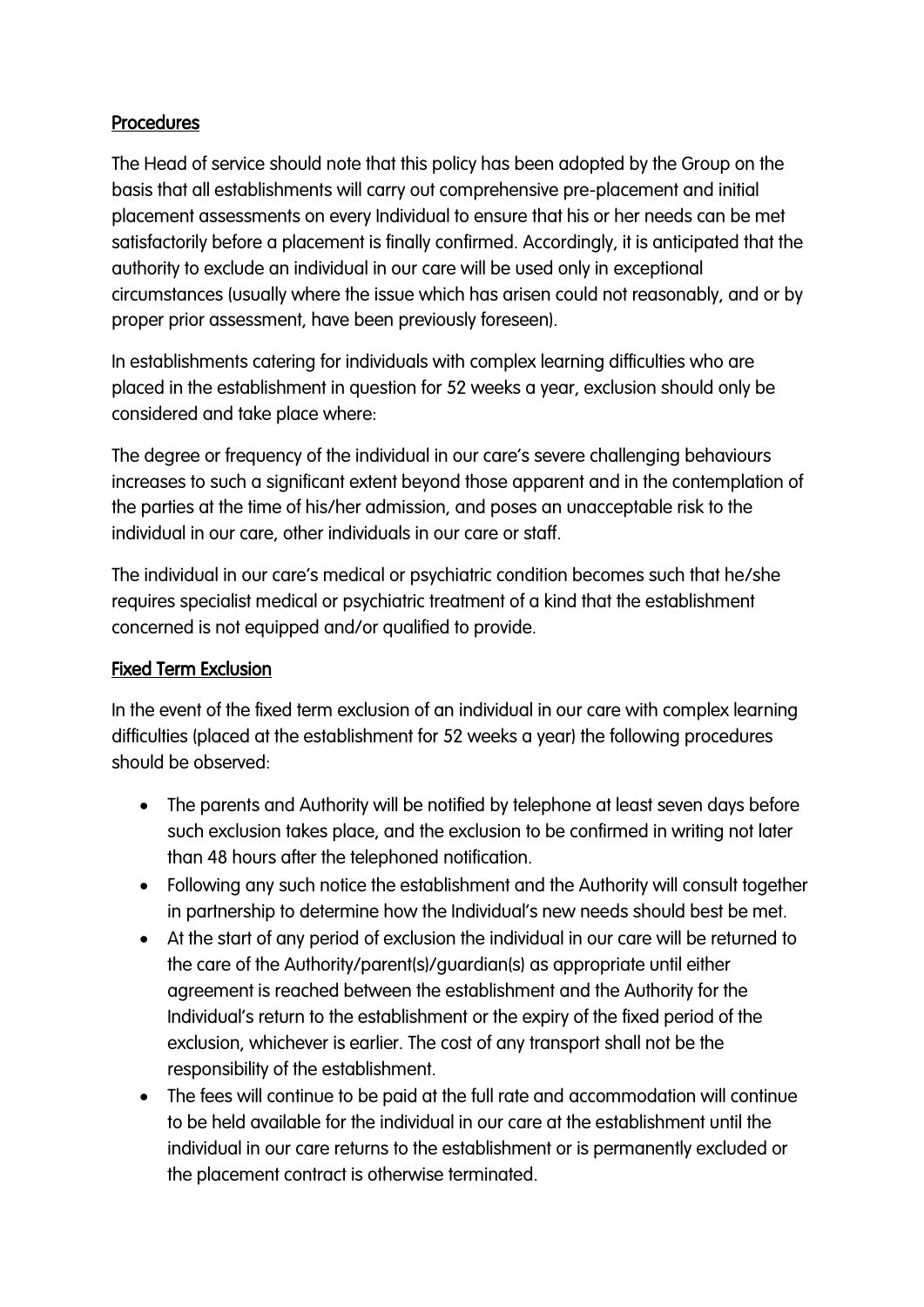## Procedures

The Head of service should note that this policy has been adopted by the Group on the basis that all establishments will carry out comprehensive pre-placement and initial placement assessments on every Individual to ensure that his or her needs can be met satisfactorily before a placement is finally confirmed. Accordingly, it is anticipated that the authority to exclude an individual in our care will be used only in exceptional circumstances (usually where the issue which has arisen could not reasonably, and or by proper prior assessment, have been previously foreseen).

In establishments catering for individuals with complex learning difficulties who are placed in the establishment in question for 52 weeks a year, exclusion should only be considered and take place where:

The degree or frequency of the individual in our care's severe challenging behaviours increases to such a significant extent beyond those apparent and in the contemplation of the parties at the time of his/her admission, and poses an unacceptable risk to the individual in our care, other individuals in our care or staff.

The individual in our care's medical or psychiatric condition becomes such that he/she requires specialist medical or psychiatric treatment of a kind that the establishment concerned is not equipped and/or qualified to provide.

## Fixed Term Exclusion

In the event of the fixed term exclusion of an individual in our care with complex learning difficulties (placed at the establishment for 52 weeks a year) the following procedures should be observed:

- The parents and Authority will be notified by telephone at least seven days before such exclusion takes place, and the exclusion to be confirmed in writing not later than 48 hours after the telephoned notification.
- Following any such notice the establishment and the Authority will consult together in partnership to determine how the Individual's new needs should best be met.
- At the start of any period of exclusion the individual in our care will be returned to the care of the Authority/parent(s)/guardian(s) as appropriate until either agreement is reached between the establishment and the Authority for the Individual's return to the establishment or the expiry of the fixed period of the exclusion, whichever is earlier. The cost of any transport shall not be the responsibility of the establishment.
- The fees will continue to be paid at the full rate and accommodation will continue to be held available for the individual in our care at the establishment until the individual in our care returns to the establishment or is permanently excluded or the placement contract is otherwise terminated.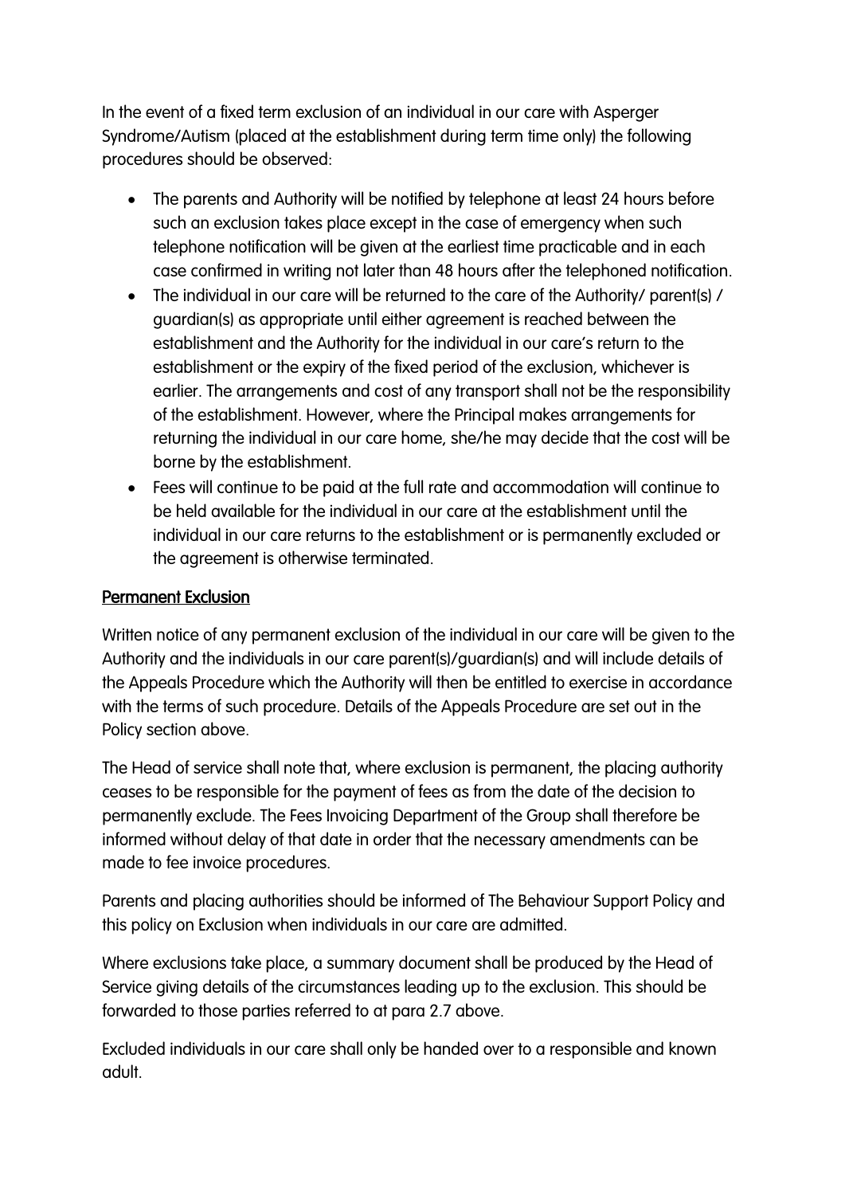In the event of a fixed term exclusion of an individual in our care with Asperger Syndrome/Autism (placed at the establishment during term time only) the following procedures should be observed:

- The parents and Authority will be notified by telephone at least 24 hours before such an exclusion takes place except in the case of emergency when such telephone notification will be given at the earliest time practicable and in each case confirmed in writing not later than 48 hours after the telephoned notification.
- The individual in our care will be returned to the care of the Authority/ parent(s) / guardian(s) as appropriate until either agreement is reached between the establishment and the Authority for the individual in our care's return to the establishment or the expiry of the fixed period of the exclusion, whichever is earlier. The arrangements and cost of any transport shall not be the responsibility of the establishment. However, where the Principal makes arrangements for returning the individual in our care home, she/he may decide that the cost will be borne by the establishment.
- Fees will continue to be paid at the full rate and accommodation will continue to be held available for the individual in our care at the establishment until the individual in our care returns to the establishment or is permanently excluded or the agreement is otherwise terminated.

## Permanent Exclusion

Written notice of any permanent exclusion of the individual in our care will be given to the Authority and the individuals in our care parent(s)/guardian(s) and will include details of the Appeals Procedure which the Authority will then be entitled to exercise in accordance with the terms of such procedure. Details of the Appeals Procedure are set out in the Policy section above.

The Head of service shall note that, where exclusion is permanent, the placing authority ceases to be responsible for the payment of fees as from the date of the decision to permanently exclude. The Fees Invoicing Department of the Group shall therefore be informed without delay of that date in order that the necessary amendments can be made to fee invoice procedures.

Parents and placing authorities should be informed of The Behaviour Support Policy and this policy on Exclusion when individuals in our care are admitted.

Where exclusions take place, a summary document shall be produced by the Head of Service giving details of the circumstances leading up to the exclusion. This should be forwarded to those parties referred to at para 2.7 above.

Excluded individuals in our care shall only be handed over to a responsible and known adult.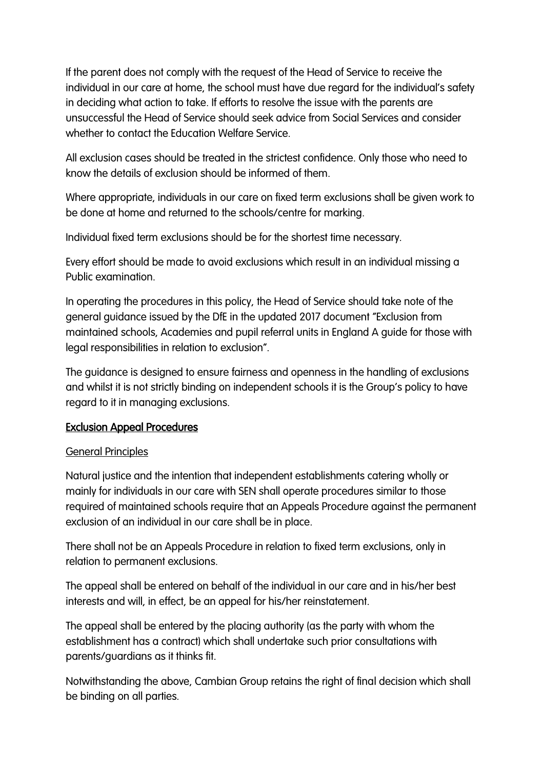If the parent does not comply with the request of the Head of Service to receive the individual in our care at home, the school must have due regard for the individual's safety in deciding what action to take. If efforts to resolve the issue with the parents are unsuccessful the Head of Service should seek advice from Social Services and consider whether to contact the Education Welfare Service.

All exclusion cases should be treated in the strictest confidence. Only those who need to know the details of exclusion should be informed of them.

Where appropriate, individuals in our care on fixed term exclusions shall be given work to be done at home and returned to the schools/centre for marking.

Individual fixed term exclusions should be for the shortest time necessary.

Every effort should be made to avoid exclusions which result in an individual missing a Public examination.

In operating the procedures in this policy, the Head of Service should take note of the general guidance issued by the DfE in the updated 2017 document "Exclusion from maintained schools, Academies and pupil referral units in England A guide for those with legal responsibilities in relation to exclusion".

The guidance is designed to ensure fairness and openness in the handling of exclusions and whilst it is not strictly binding on independent schools it is the Group's policy to have regard to it in managing exclusions.

## Exclusion Appeal Procedures

### General Principles

Natural justice and the intention that independent establishments catering wholly or mainly for individuals in our care with SEN shall operate procedures similar to those required of maintained schools require that an Appeals Procedure against the permanent exclusion of an individual in our care shall be in place.

There shall not be an Appeals Procedure in relation to fixed term exclusions, only in relation to permanent exclusions.

The appeal shall be entered on behalf of the individual in our care and in his/her best interests and will, in effect, be an appeal for his/her reinstatement.

The appeal shall be entered by the placing authority (as the party with whom the establishment has a contract) which shall undertake such prior consultations with parents/guardians as it thinks fit.

Notwithstanding the above, Cambian Group retains the right of final decision which shall be binding on all parties.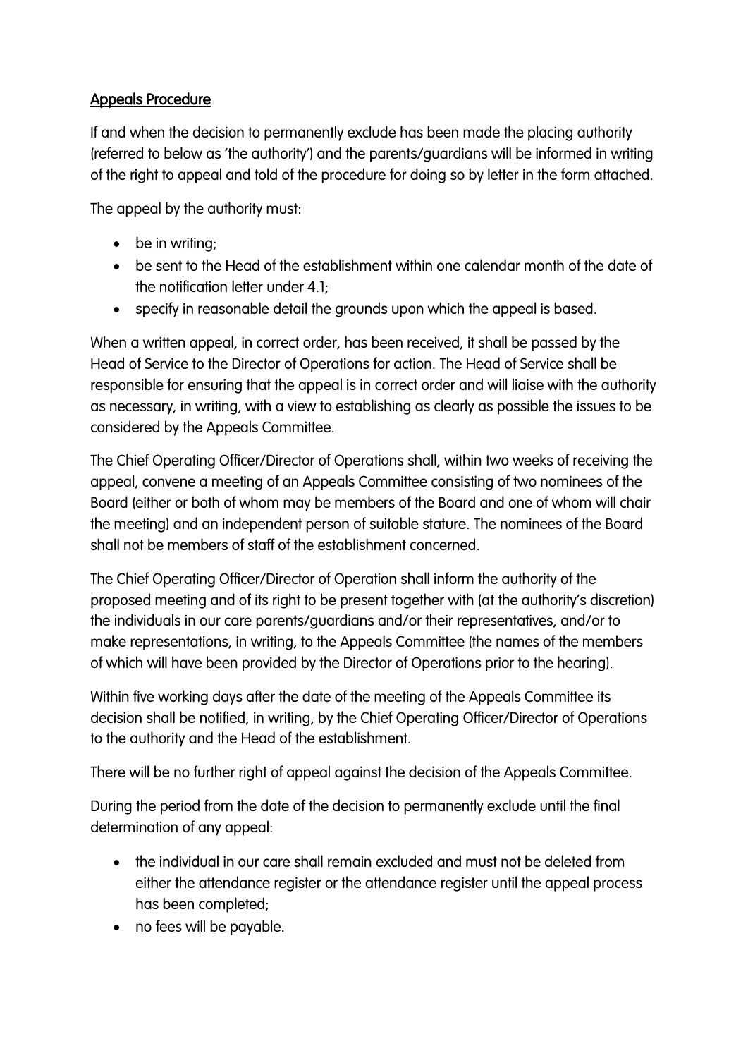## Appeals Procedure

If and when the decision to permanently exclude has been made the placing authority (referred to below as 'the authority') and the parents/guardians will be informed in writing of the right to appeal and told of the procedure for doing so by letter in the form attached.

The appeal by the authority must:

- be in writing;
- be sent to the Head of the establishment within one calendar month of the date of the notification letter under 4.1;
- specify in reasonable detail the grounds upon which the appeal is based.

When a written appeal, in correct order, has been received, it shall be passed by the Head of Service to the Director of Operations for action. The Head of Service shall be responsible for ensuring that the appeal is in correct order and will liaise with the authority as necessary, in writing, with a view to establishing as clearly as possible the issues to be considered by the Appeals Committee.

The Chief Operating Officer/Director of Operations shall, within two weeks of receiving the appeal, convene a meeting of an Appeals Committee consisting of two nominees of the Board (either or both of whom may be members of the Board and one of whom will chair the meeting) and an independent person of suitable stature. The nominees of the Board shall not be members of staff of the establishment concerned.

The Chief Operating Officer/Director of Operation shall inform the authority of the proposed meeting and of its right to be present together with (at the authority's discretion) the individuals in our care parents/guardians and/or their representatives, and/or to make representations, in writing, to the Appeals Committee (the names of the members of which will have been provided by the Director of Operations prior to the hearing).

Within five working days after the date of the meeting of the Appeals Committee its decision shall be notified, in writing, by the Chief Operating Officer/Director of Operations to the authority and the Head of the establishment.

There will be no further right of appeal against the decision of the Appeals Committee.

During the period from the date of the decision to permanently exclude until the final determination of any appeal:

- the individual in our care shall remain excluded and must not be deleted from either the attendance register or the attendance register until the appeal process has been completed;
- no fees will be payable.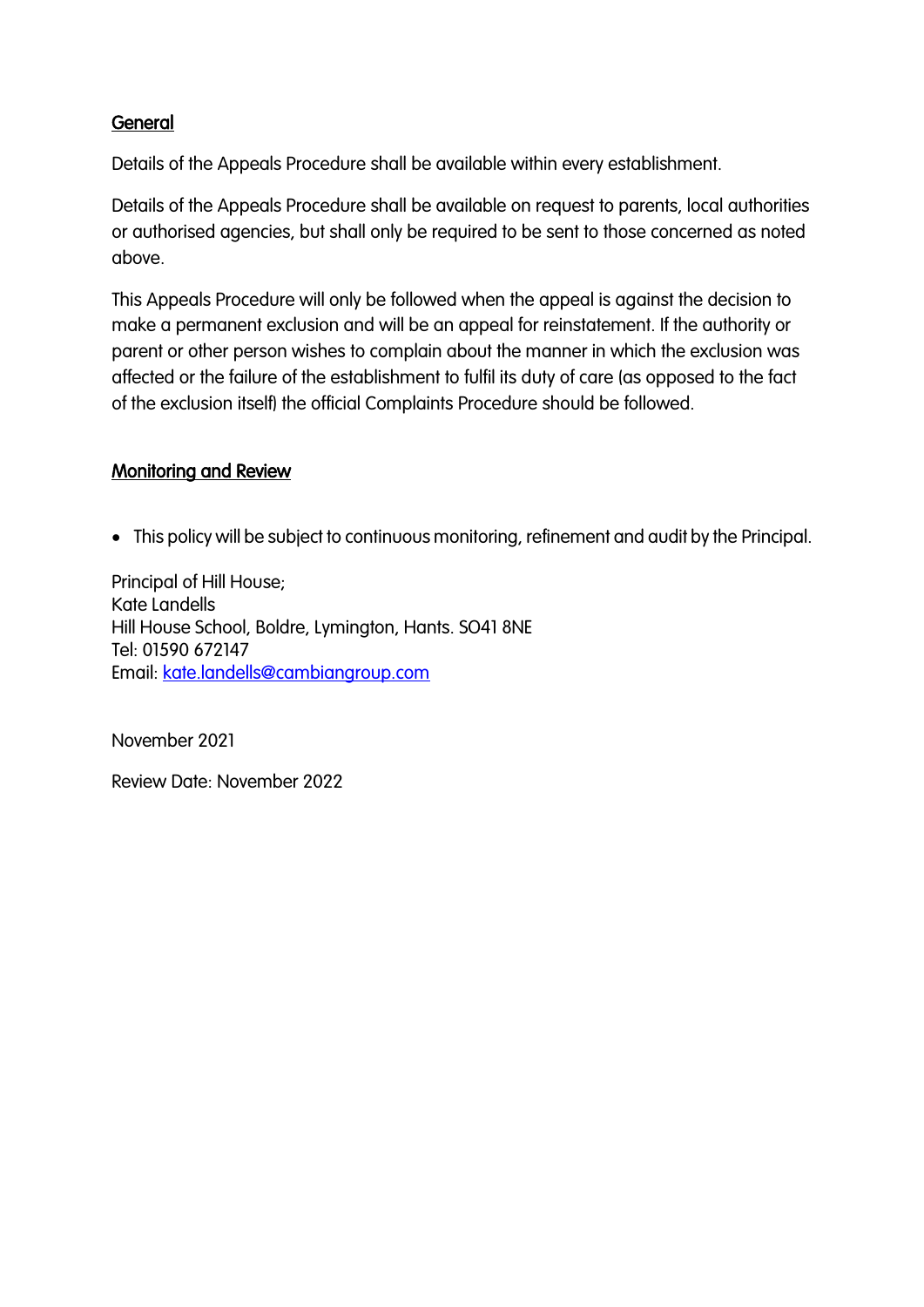## General

Details of the Appeals Procedure shall be available within every establishment.

Details of the Appeals Procedure shall be available on request to parents, local authorities or authorised agencies, but shall only be required to be sent to those concerned as noted above.

This Appeals Procedure will only be followed when the appeal is against the decision to make a permanent exclusion and will be an appeal for reinstatement. If the authority or parent or other person wishes to complain about the manner in which the exclusion was affected or the failure of the establishment to fulfil its duty of care (as opposed to the fact of the exclusion itself) the official Complaints Procedure should be followed.

## Monitoring and Review

- This policy will be subject to continuous monitoring, refinement and audit by the Principal.

Principal of Hill House;
Kate Landells
Hill House School, Boldre, Lymington, Hants. SO41 8NE
Tel: 01590 672147
Email: kate.landells@cambiangroup.com

November 2021

Review Date: November 2022